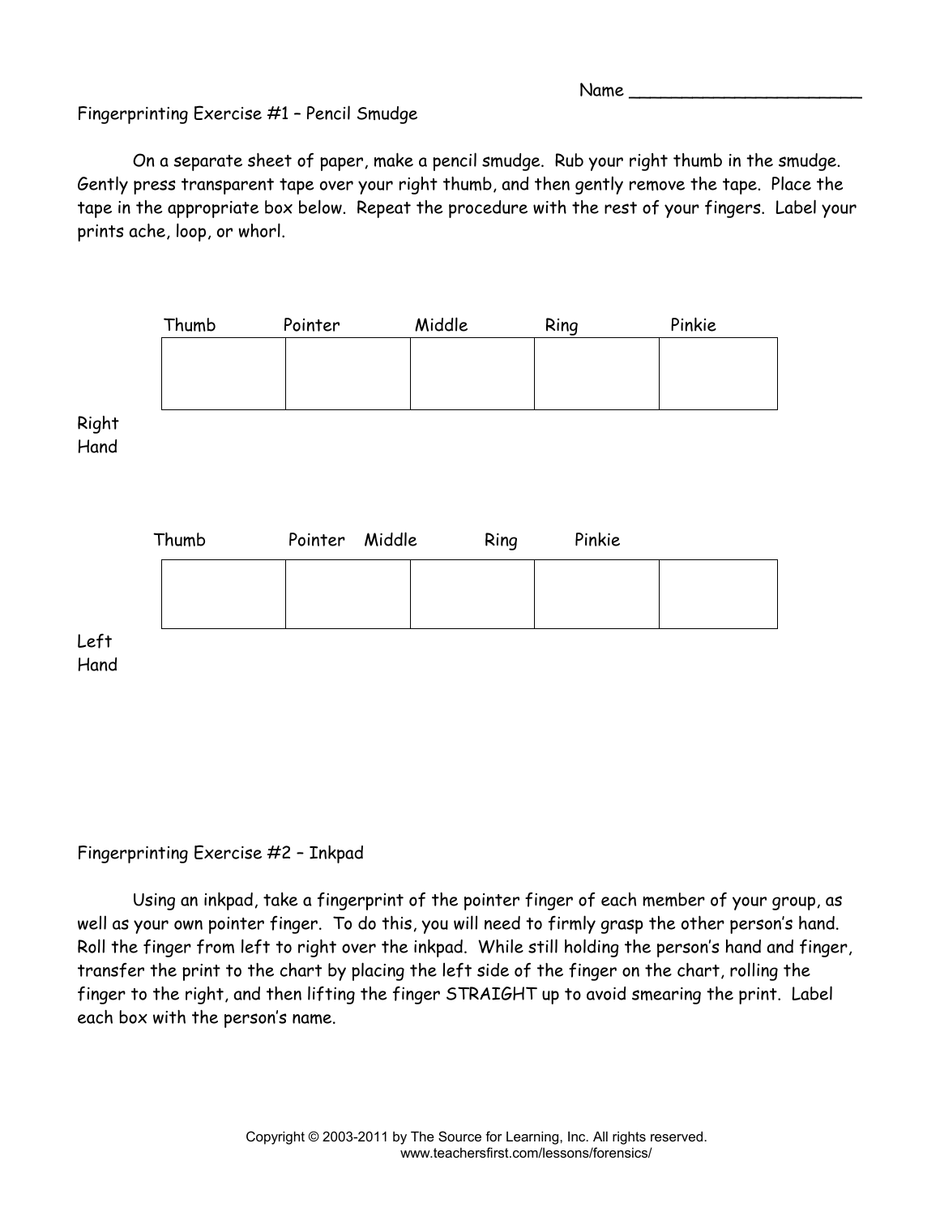Name ______________________

Fingerprinting Exercise #1 – Pencil Smudge

On a separate sheet of paper, make a pencil smudge. Rub your right thumb in the smudge. Gently press transparent tape over your right thumb, and then gently remove the tape. Place the tape in the appropriate box below. Repeat the procedure with the rest of your fingers. Label your prints ache, loop, or whorl.

**Right Hand**

| Thumb | Pointer | Middle | Ring | Pinkie |
|---|---|---|---|---|
| | | | | |

**Left Hand**

| Thumb | Pointer | Middle | Ring | Pinkie |
|---|---|---|---|---|
| | | | | |

Fingerprinting Exercise #2 – Inkpad

Using an inkpad, take a fingerprint of the pointer finger of each member of your group, as well as your own pointer finger. To do this, you will need to firmly grasp the other person's hand. Roll the finger from left to right over the inkpad. While still holding the person's hand and finger, transfer the print to the chart by placing the left side of the finger on the chart, rolling the finger to the right, and then lifting the finger STRAIGHT up to avoid smearing the print. Label each box with the person's name.

Copyright © 2003-2011 by The Source for Learning, Inc. All rights reserved.
www.teachersfirst.com/lessons/forensics/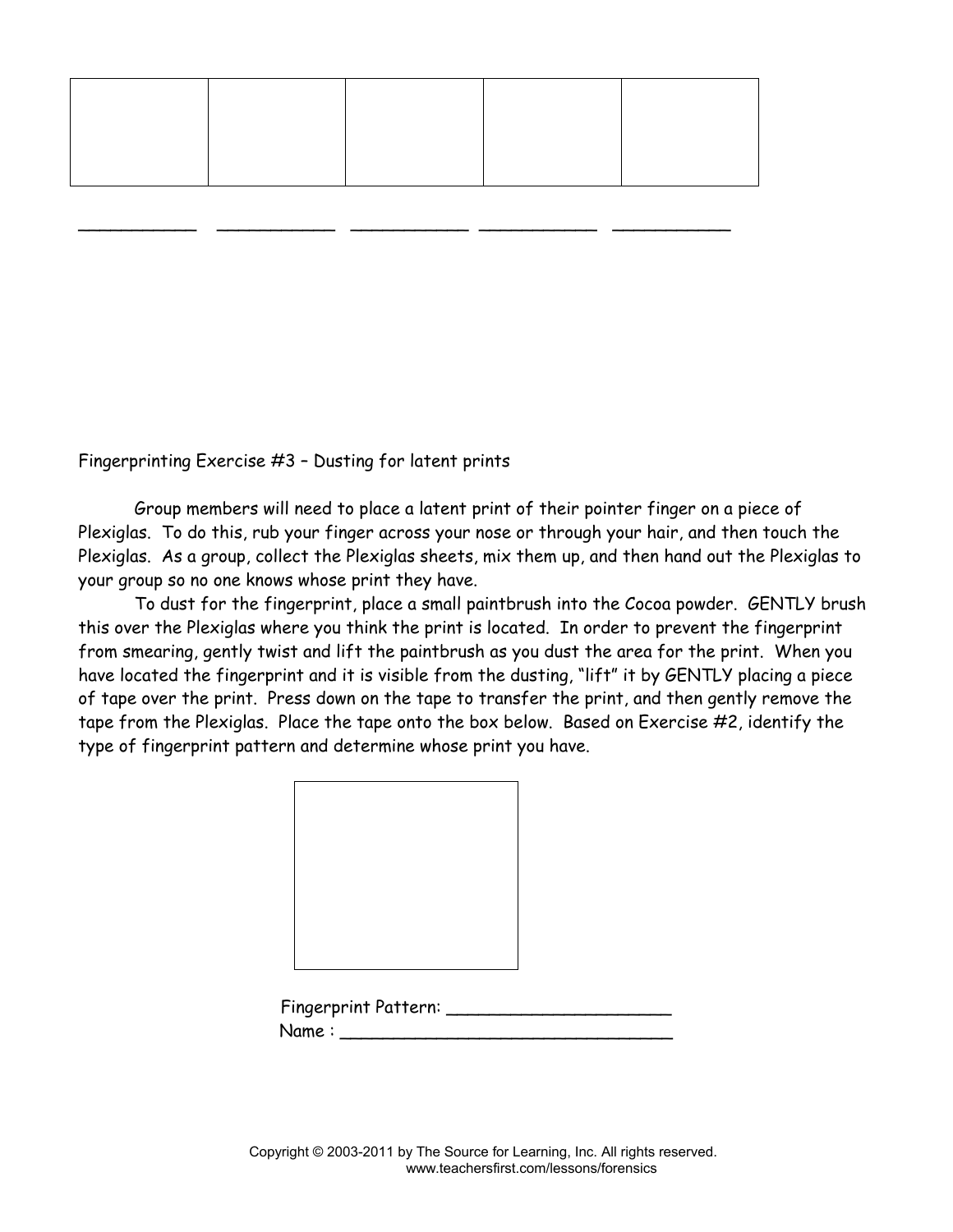| | | | | |
|---|---|---|---|---|
| | | | | |

\_\_\_\_\_\_\_\_\_\_\_\_ \_\_\_\_\_\_\_\_\_\_\_\_ \_\_\_\_\_\_\_\_\_\_\_\_ \_\_\_\_\_\_\_\_\_\_\_\_ \_\_\_\_\_\_\_\_\_\_\_\_

Fingerprinting Exercise #3 – Dusting for latent prints

Group members will need to place a latent print of their pointer finger on a piece of Plexiglas. To do this, rub your finger across your nose or through your hair, and then touch the Plexiglas. As a group, collect the Plexiglas sheets, mix them up, and then hand out the Plexiglas to your group so no one knows whose print they have.

To dust for the fingerprint, place a small paintbrush into the Cocoa powder. GENTLY brush this over the Plexiglas where you think the print is located. In order to prevent the fingerprint from smearing, gently twist and lift the paintbrush as you dust the area for the print. When you have located the fingerprint and it is visible from the dusting, "lift" it by GENTLY placing a piece of tape over the print. Press down on the tape to transfer the print, and then gently remove the tape from the Plexiglas. Place the tape onto the box below. Based on Exercise #2, identify the type of fingerprint pattern and determine whose print you have.

| |
|---|
| |

Fingerprint Pattern: \_\_\_\_\_\_\_\_\_\_\_\_\_\_\_\_\_\_\_\_\_\_

Name : \_\_\_\_\_\_\_\_\_\_\_\_\_\_\_\_\_\_\_\_\_\_\_\_\_\_\_\_\_\_\_\_\_\_

Copyright © 2003-2011 by The Source for Learning, Inc. All rights reserved.
www.teachersfirst.com/lessons/forensics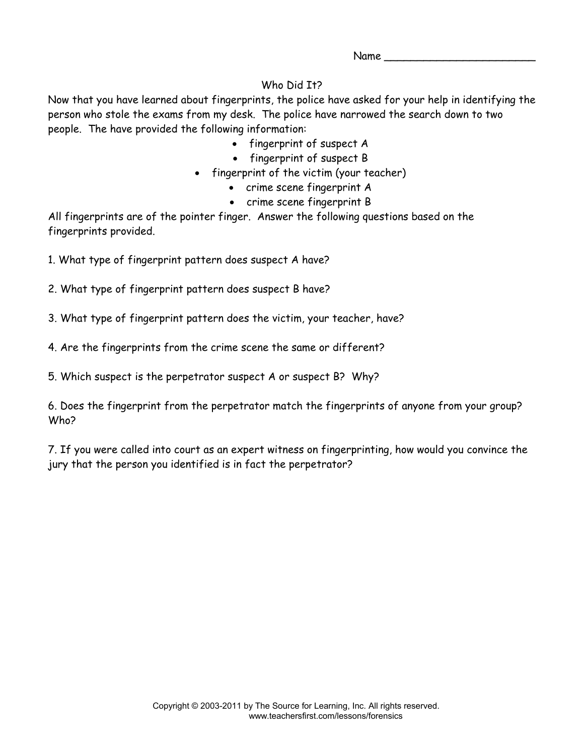Name ________________________

# Who Did It?

Now that you have learned about fingerprints, the police have asked for your help in identifying the person who stole the exams from my desk. The police have narrowed the search down to two people. The have provided the following information:

- fingerprint of suspect A
- fingerprint of suspect B
- fingerprint of the victim (your teacher)
- crime scene fingerprint A
- crime scene fingerprint B

All fingerprints are of the pointer finger. Answer the following questions based on the fingerprints provided.

1. What type of fingerprint pattern does suspect A have?

2. What type of fingerprint pattern does suspect B have?

3. What type of fingerprint pattern does the victim, your teacher, have?

4. Are the fingerprints from the crime scene the same or different?

5. Which suspect is the perpetrator suspect A or suspect B? Why?

6. Does the fingerprint from the perpetrator match the fingerprints of anyone from your group? Who?

7. If you were called into court as an expert witness on fingerprinting, how would you convince the jury that the person you identified is in fact the perpetrator?

Copyright © 2003-2011 by The Source for Learning, Inc. All rights reserved.
www.teachersfirst.com/lessons/forensics